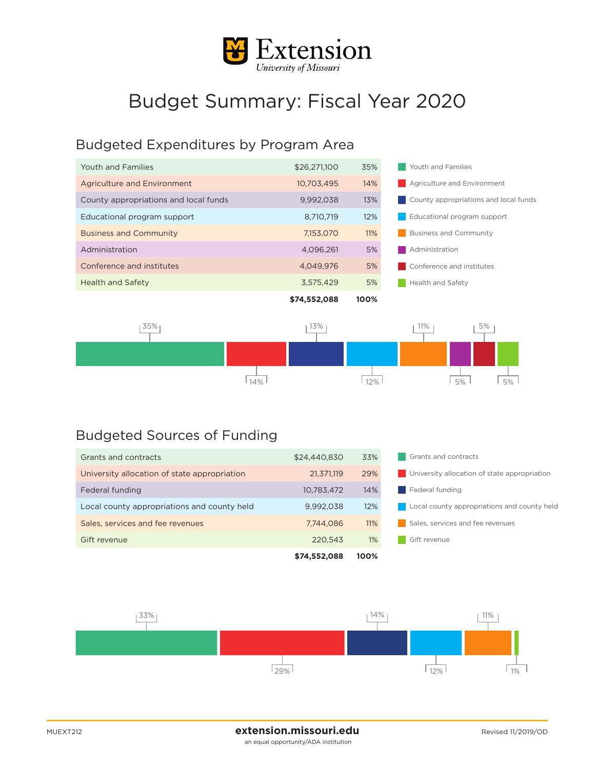# Extension
*University of Missouri*

# Budget Summary: Fiscal Year 2020

## Budgeted Expenditures by Program Area

| Program Area | Amount | Percent |
|---|---|---|
| Youth and Families | $26,271,100 | 35% |
| Agriculture and Environment | 10,703,495 | 14% |
| County appropriations and local funds | 9,992,038 | 13% |
| Educational program support | 8,710,719 | 12% |
| Business and Community | 7,153,070 | 11% |
| Administration | 4,096,261 | 5% |
| Conference and institutes | 4,049,976 | 5% |
| Health and Safety | 3,575,429 | 5% |
| | **$74,552,088** | **100%** |

## Budgeted Sources of Funding

| Source | Amount | Percent |
|---|---|---|
| Grants and contracts | $24,440,830 | 33% |
| University allocation of state appropriation | 21,371,119 | 29% |
| Federal funding | 10,783,472 | 14% |
| Local county appropriations and county held | 9,992,038 | 12% |
| Sales, services and fee revenues | 7,744,086 | 11% |
| Gift revenue | 220,543 | 1% |
| | **$74,552,088** | **100%** |

MUEXT212

**extension.missouri.edu**
an equal opportunity/ADA institution

Revised 11/2019/OD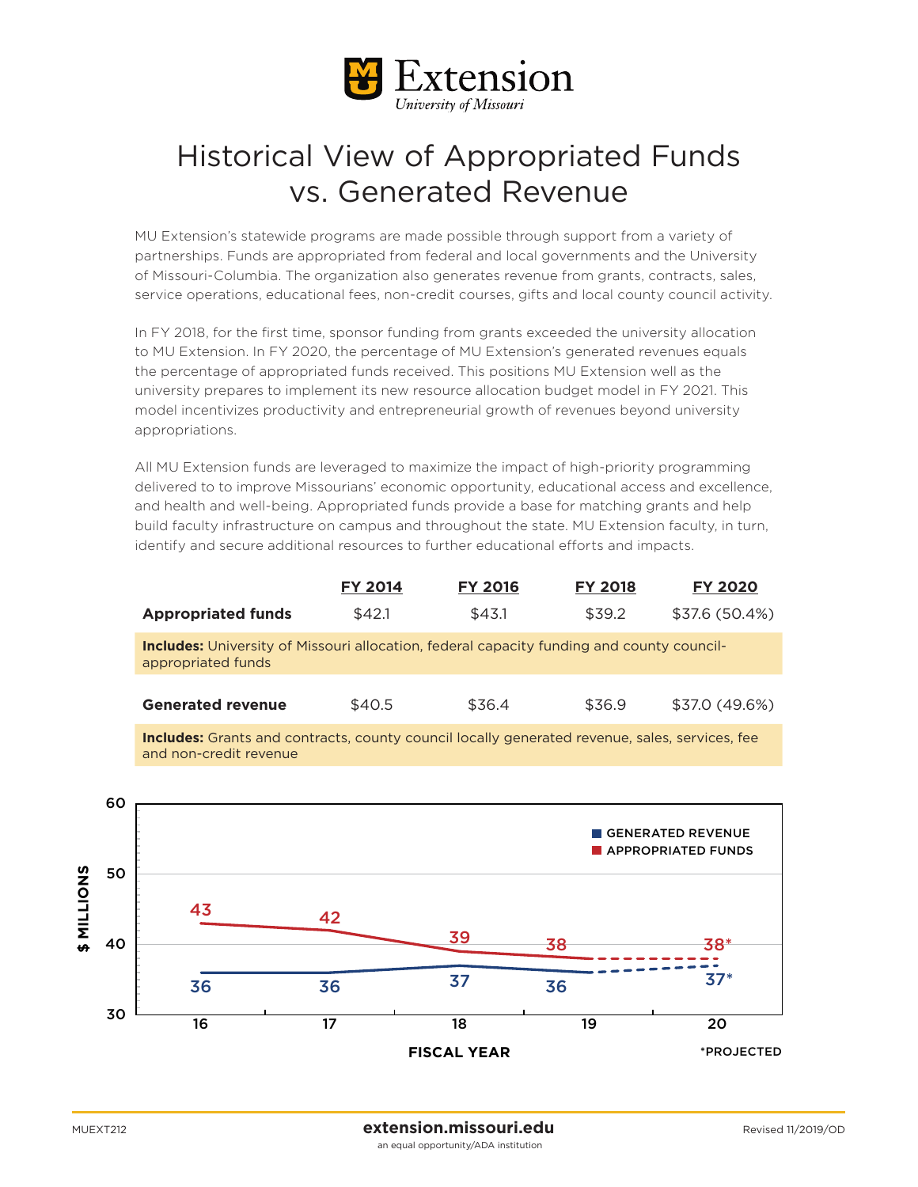# Historical View of Appropriated Funds vs. Generated Revenue

MU Extension's statewide programs are made possible through support from a variety of partnerships. Funds are appropriated from federal and local governments and the University of Missouri-Columbia. The organization also generates revenue from grants, contracts, sales, service operations, educational fees, non-credit courses, gifts and local county council activity.

In FY 2018, for the first time, sponsor funding from grants exceeded the university allocation to MU Extension. In FY 2020, the percentage of MU Extension's generated revenues equals the percentage of appropriated funds received. This positions MU Extension well as the university prepares to implement its new resource allocation budget model in FY 2021. This model incentivizes productivity and entrepreneurial growth of revenues beyond university appropriations.

All MU Extension funds are leveraged to maximize the impact of high-priority programming delivered to to improve Missourians' economic opportunity, educational access and excellence, and health and well-being. Appropriated funds provide a base for matching grants and help build faculty infrastructure on campus and throughout the state. MU Extension faculty, in turn, identify and secure additional resources to further educational efforts and impacts.

| | FY 2014 | FY 2016 | FY 2018 | FY 2020 |
|---|---|---|---|---|
| **Appropriated funds** | $42.1 | $43.1 | $39.2 | $37.6 (50.4%) |
| **Includes:** University of Missouri allocation, federal capacity funding and county council-appropriated funds | | | | |
| **Generated revenue** | $40.5 | $36.4 | $36.9 | $37.0 (49.6%) |
| **Includes:** Grants and contracts, county council locally generated revenue, sales, services, fee and non-credit revenue | | | | |

GENERATED REVENUE
APPROPRIATED FUNDS

$ MILLIONS

60
50
40
30

43 42 39 38 38*
36 36 37 36 37*

16 17 18 19 20

FISCAL YEAR

*PROJECTED

MUEXT212

**extension.missouri.edu**
an equal opportunity/ADA institution

Revised 11/2019/OD